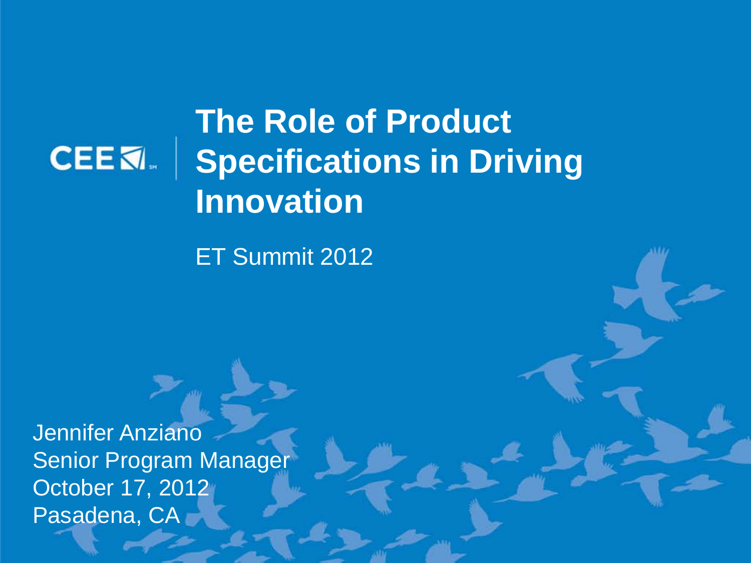CEE

# The Role of Product Specifications in Driving Innovation

ET Summit 2012

Jennifer Anziano
Senior Program Manager
October 17, 2012
Pasadena, CA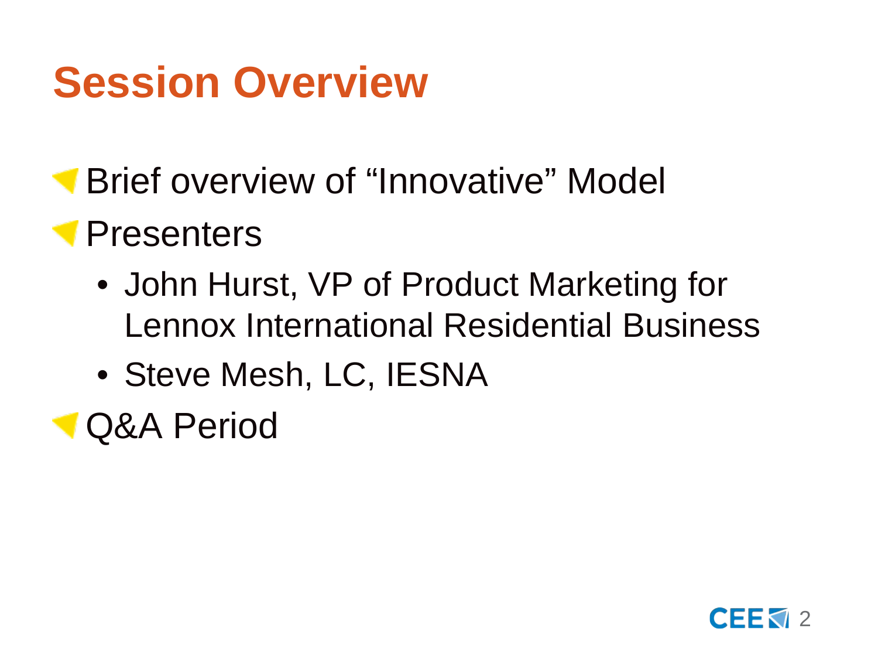# Session Overview

- Brief overview of “Innovative” Model
- Presenters
  - John Hurst, VP of Product Marketing for Lennox International Residential Business
  - Steve Mesh, LC, IESNA
- Q&A Period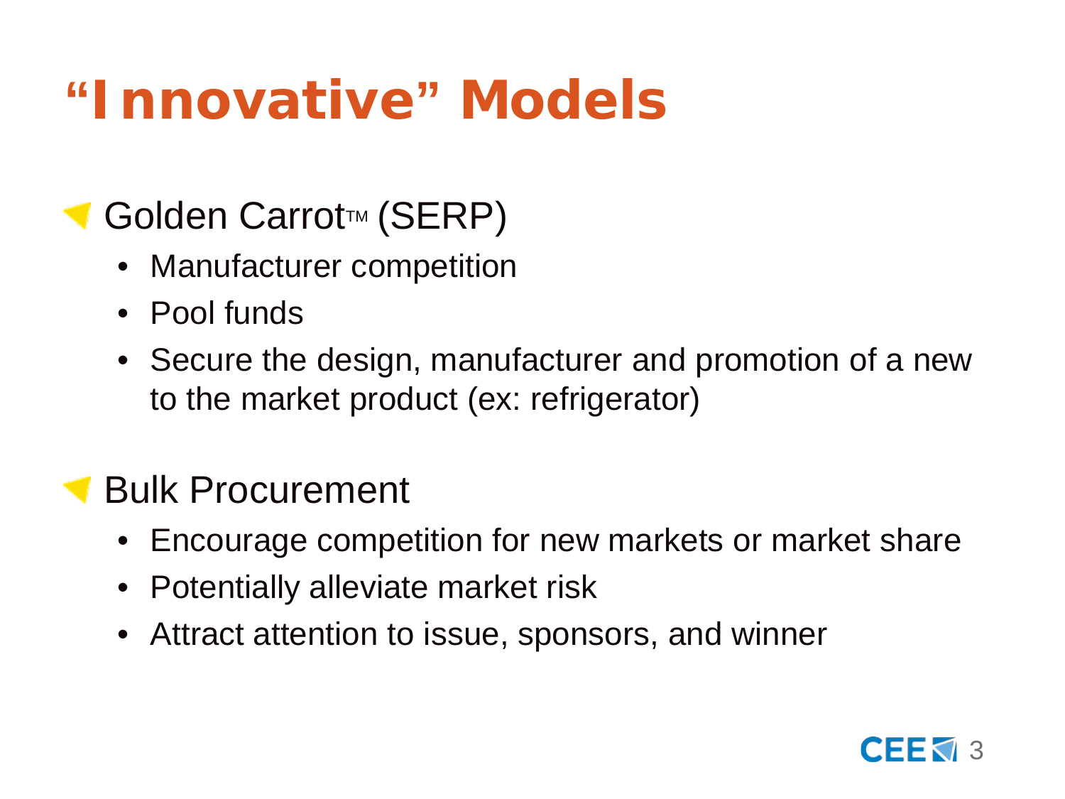# "Innovative" Models

- Golden Carrot™ (SERP)
  - Manufacturer competition
  - Pool funds
  - Secure the design, manufacturer and promotion of a new to the market product (ex: refrigerator)
- Bulk Procurement
  - Encourage competition for new markets or market share
  - Potentially alleviate market risk
  - Attract attention to issue, sponsors, and winner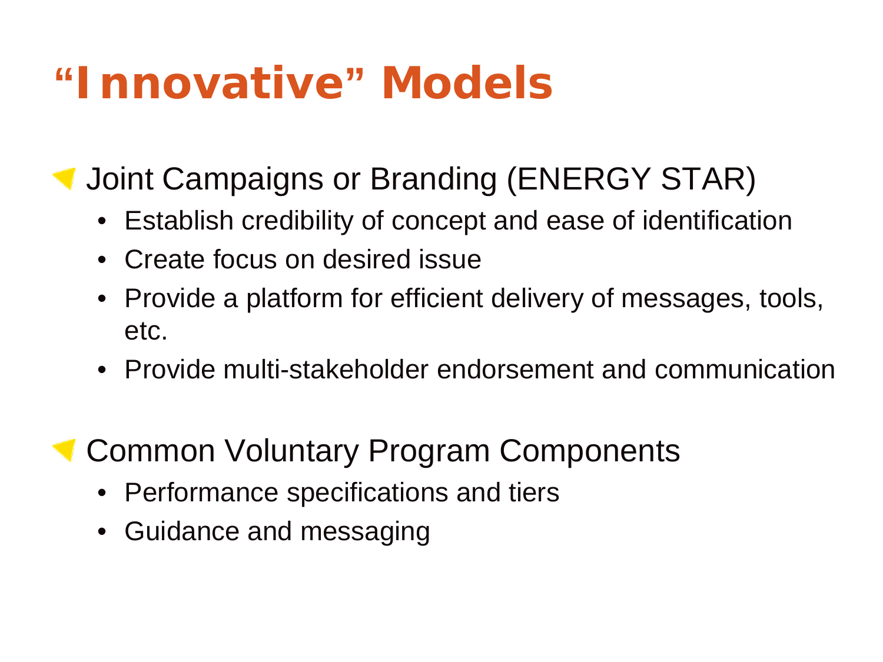# “Innovative” Models

- Joint Campaigns or Branding (ENERGY STAR)
  - Establish credibility of concept and ease of identification
  - Create focus on desired issue
  - Provide a platform for efficient delivery of messages, tools, etc.
  - Provide multi-stakeholder endorsement and communication

- Common Voluntary Program Components
  - Performance specifications and tiers
  - Guidance and messaging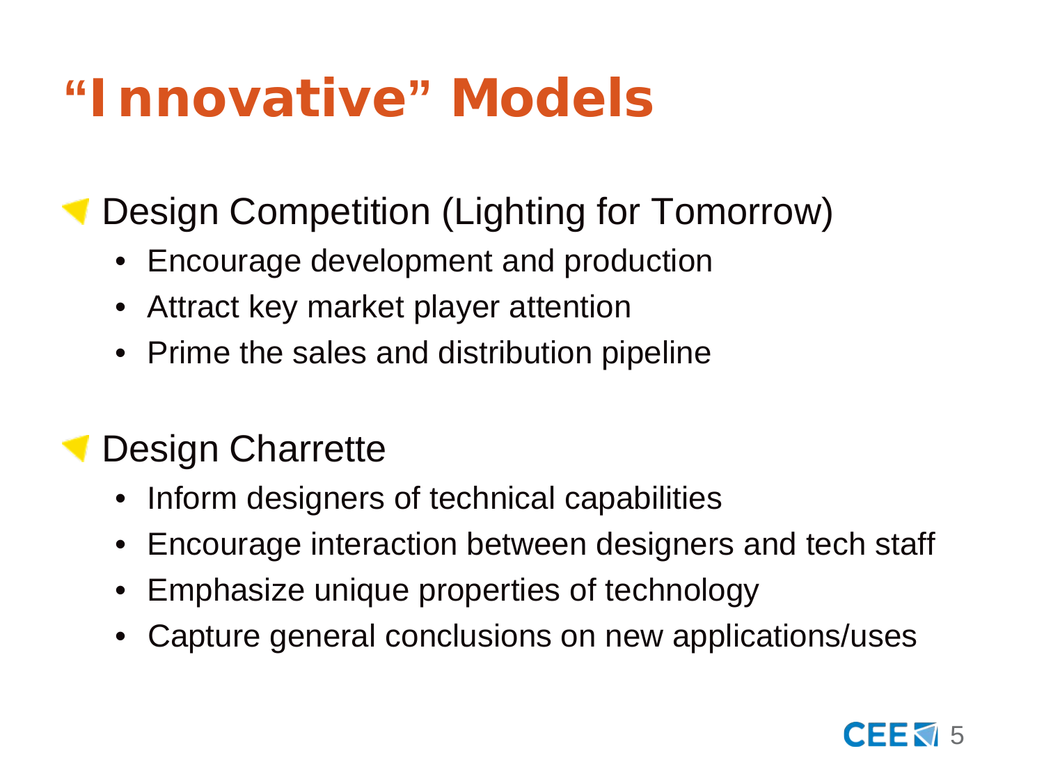# “Innovative” Models

- Design Competition (Lighting for Tomorrow)
  - Encourage development and production
  - Attract key market player attention
  - Prime the sales and distribution pipeline

- Design Charrette
  - Inform designers of technical capabilities
  - Encourage interaction between designers and tech staff
  - Emphasize unique properties of technology
  - Capture general conclusions on new applications/uses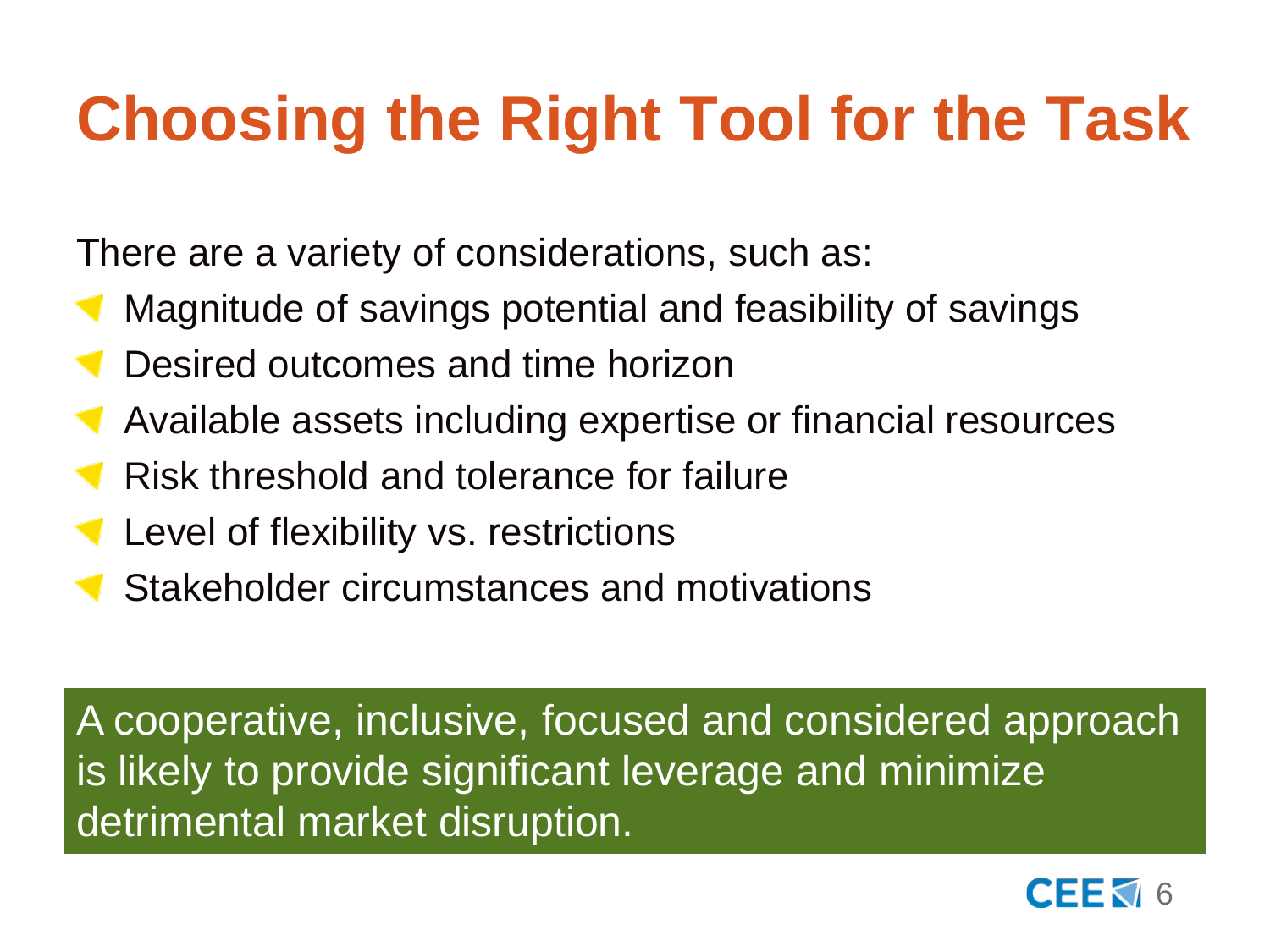# Choosing the Right Tool for the Task

There are a variety of considerations, such as:

- Magnitude of savings potential and feasibility of savings
- Desired outcomes and time horizon
- Available assets including expertise or financial resources
- Risk threshold and tolerance for failure
- Level of flexibility vs. restrictions
- Stakeholder circumstances and motivations

A cooperative, inclusive, focused and considered approach is likely to provide significant leverage and minimize detrimental market disruption.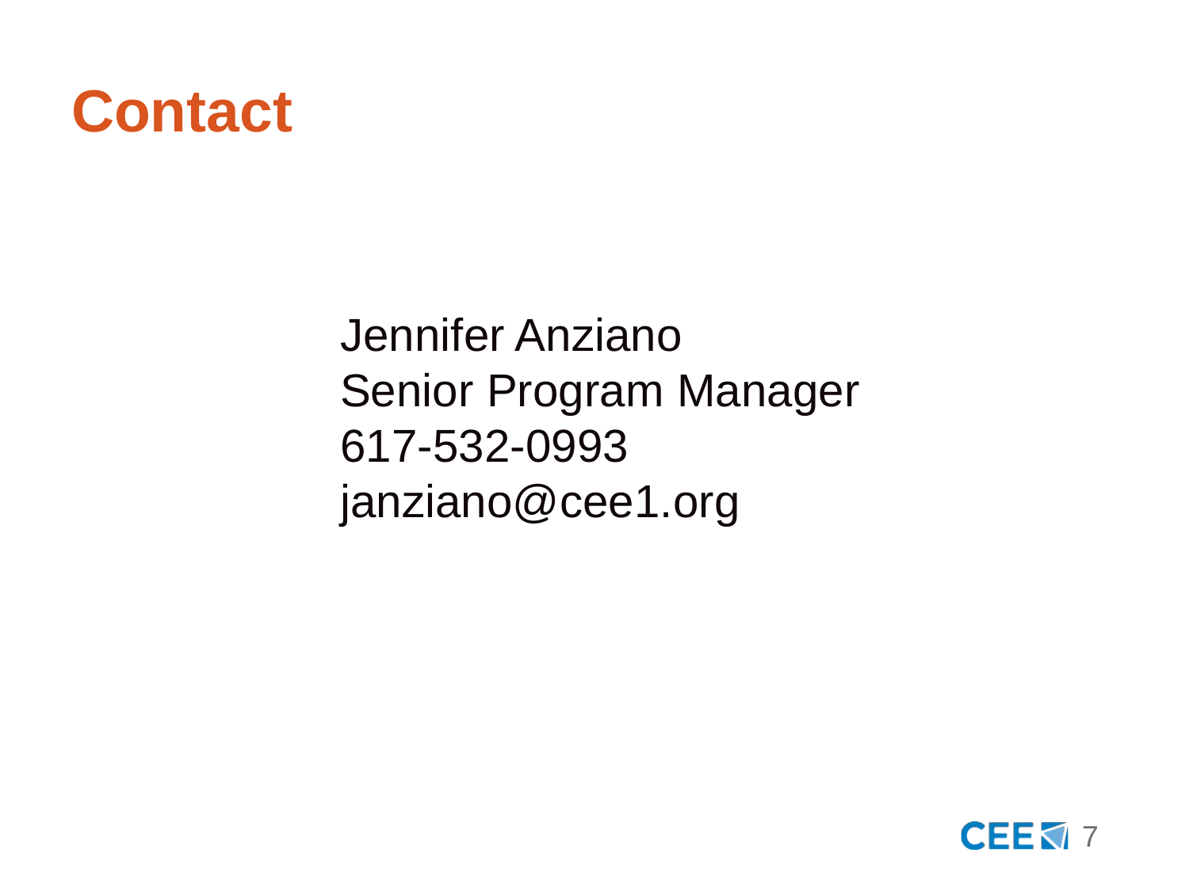# Contact

Jennifer Anziano
Senior Program Manager
617-532-0993
janziano@cee1.org